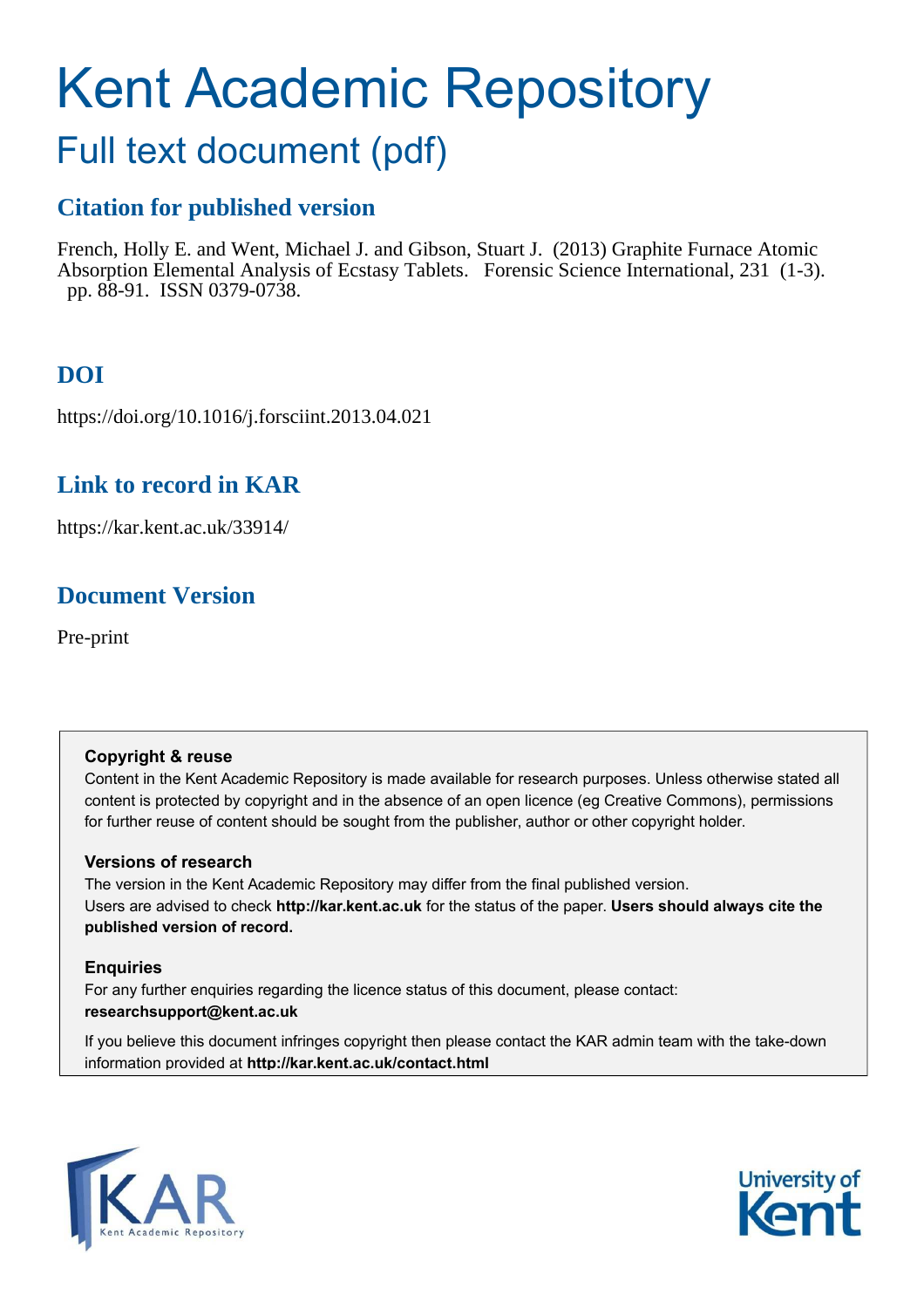# Kent Academic Repository

## Full text document (pdf)

### Citation for published version

French, Holly E. and Went, Michael J. and Gibson, Stuart J. (2013) Graphite Furnace Atomic Absorption Elemental Analysis of Ecstasy Tablets. Forensic Science International, 231 (1-3). pp. 88-91. ISSN 0379-0738.

### DOI

https://doi.org/10.1016/j.forsciint.2013.04.021

### Link to record in KAR

https://kar.kent.ac.uk/33914/

### Document Version

Pre-print

**Copyright & reuse**

Content in the Kent Academic Repository is made available for research purposes. Unless otherwise stated all content is protected by copyright and in the absence of an open licence (eg Creative Commons), permissions for further reuse of content should be sought from the publisher, author or other copyright holder.

**Versions of research**

The version in the Kent Academic Repository may differ from the final published version. Users are advised to check **http://kar.kent.ac.uk** for the status of the paper. **Users should always cite the published version of record.**

**Enquiries**

For any further enquiries regarding the licence status of this document, please contact: **researchsupport@kent.ac.uk**

If you believe this document infringes copyright then please contact the KAR admin team with the take-down information provided at **http://kar.kent.ac.uk/contact.html**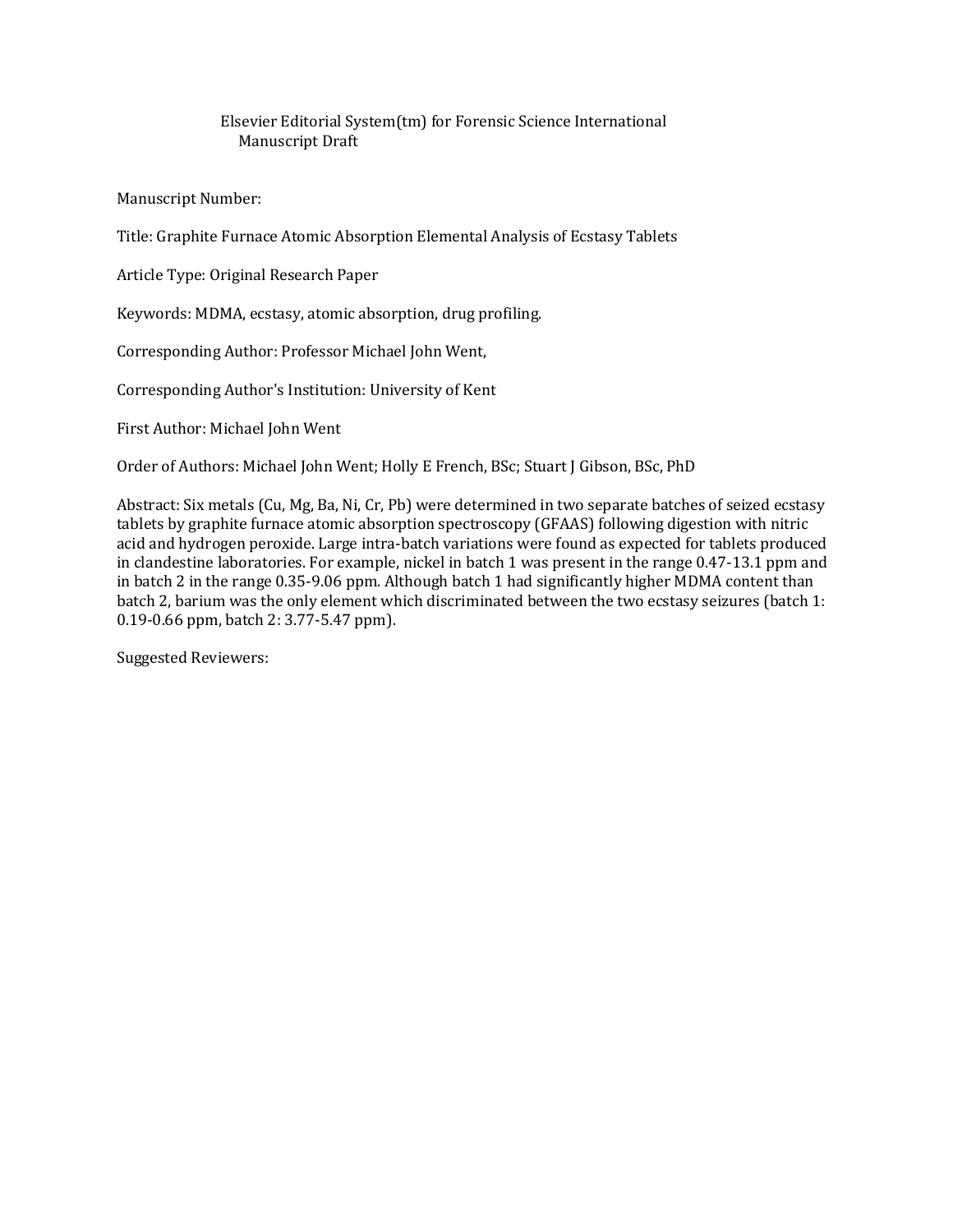Elsevier Editorial System(tm) for Forensic Science International
Manuscript Draft

Manuscript Number:

Title: Graphite Furnace Atomic Absorption Elemental Analysis of Ecstasy Tablets

Article Type: Original Research Paper

Keywords: MDMA, ecstasy, atomic absorption, drug profiling.

Corresponding Author: Professor Michael John Went,

Corresponding Author's Institution: University of Kent

First Author: Michael John Went

Order of Authors: Michael John Went; Holly E French, BSc; Stuart J Gibson, BSc, PhD

Abstract: Six metals (Cu, Mg, Ba, Ni, Cr, Pb) were determined in two separate batches of seized ecstasy tablets by graphite furnace atomic absorption spectroscopy (GFAAS) following digestion with nitric acid and hydrogen peroxide. Large intra-batch variations were found as expected for tablets produced in clandestine laboratories. For example, nickel in batch 1 was present in the range 0.47-13.1 ppm and in batch 2 in the range 0.35-9.06 ppm. Although batch 1 had significantly higher MDMA content than batch 2, barium was the only element which discriminated between the two ecstasy seizures (batch 1: 0.19-0.66 ppm, batch 2: 3.77-5.47 ppm).

Suggested Reviewers: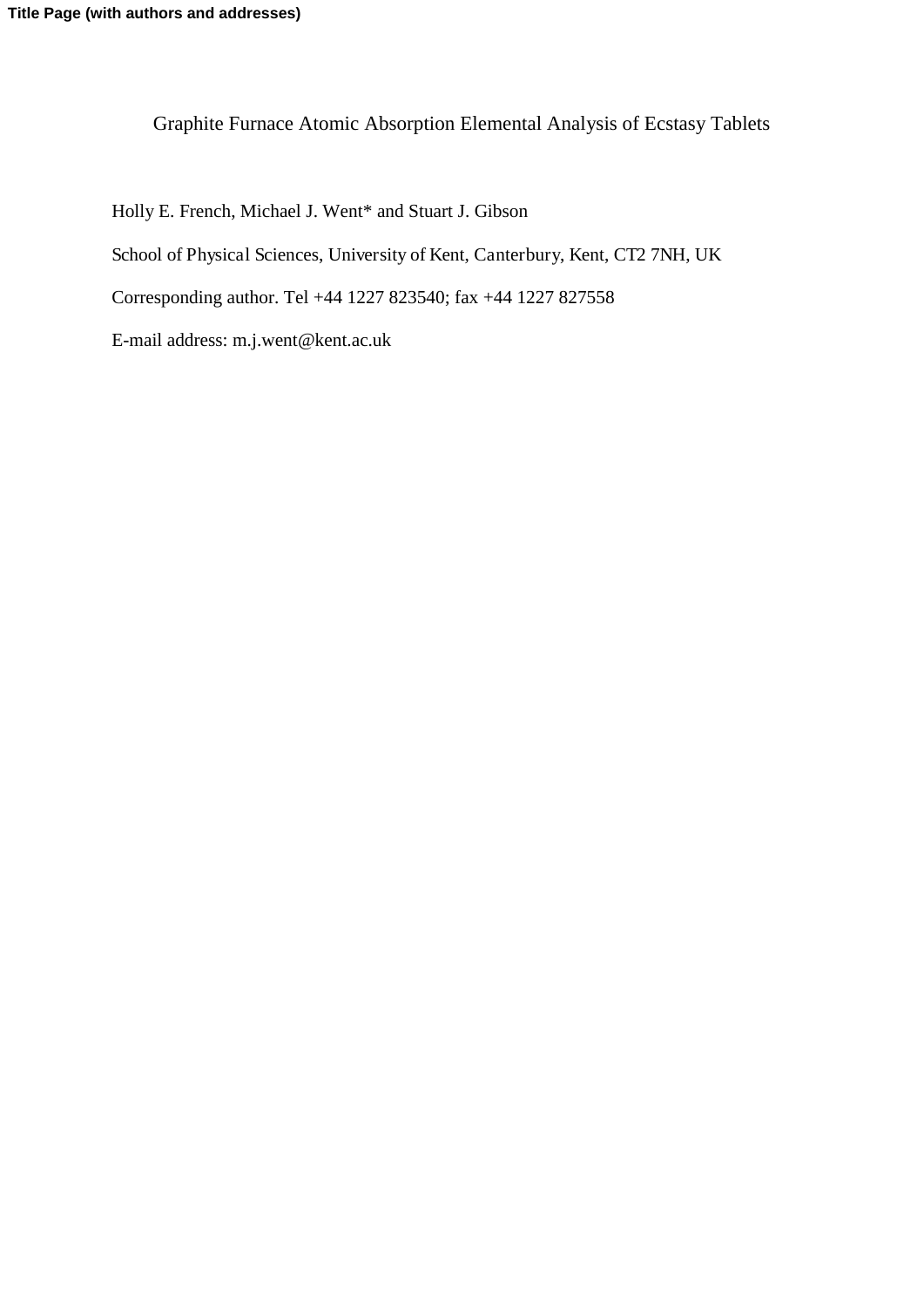**Title Page (with authors and addresses)**

# Graphite Furnace Atomic Absorption Elemental Analysis of Ecstasy Tablets

Holly E. French, Michael J. Went* and Stuart J. Gibson

School of Physical Sciences, University of Kent, Canterbury, Kent, CT2 7NH, UK

Corresponding author. Tel +44 1227 823540; fax +44 1227 827558

E-mail address: m.j.went@kent.ac.uk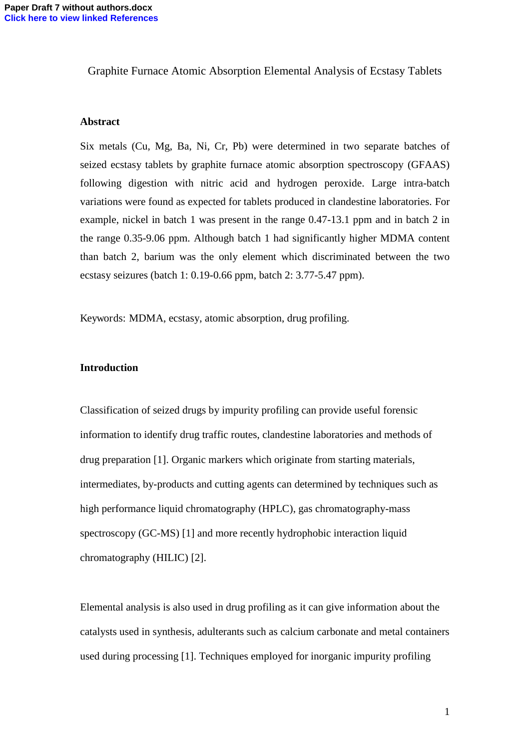Graphite Furnace Atomic Absorption Elemental Analysis of Ecstasy Tablets

**Abstract**

Six metals (Cu, Mg, Ba, Ni, Cr, Pb) were determined in two separate batches of seized ecstasy tablets by graphite furnace atomic absorption spectroscopy (GFAAS) following digestion with nitric acid and hydrogen peroxide. Large intra-batch variations were found as expected for tablets produced in clandestine laboratories. For example, nickel in batch 1 was present in the range 0.47-13.1 ppm and in batch 2 in the range 0.35-9.06 ppm. Although batch 1 had significantly higher MDMA content than batch 2, barium was the only element which discriminated between the two ecstasy seizures (batch 1: 0.19-0.66 ppm, batch 2: 3.77-5.47 ppm).

Keywords: MDMA, ecstasy, atomic absorption, drug profiling.

**Introduction**

Classification of seized drugs by impurity profiling can provide useful forensic information to identify drug traffic routes, clandestine laboratories and methods of drug preparation [1]. Organic markers which originate from starting materials, intermediates, by-products and cutting agents can determined by techniques such as high performance liquid chromatography (HPLC), gas chromatography-mass spectroscopy (GC-MS) [1] and more recently hydrophobic interaction liquid chromatography (HILIC) [2].

Elemental analysis is also used in drug profiling as it can give information about the catalysts used in synthesis, adulterants such as calcium carbonate and metal containers used during processing [1]. Techniques employed for inorganic impurity profiling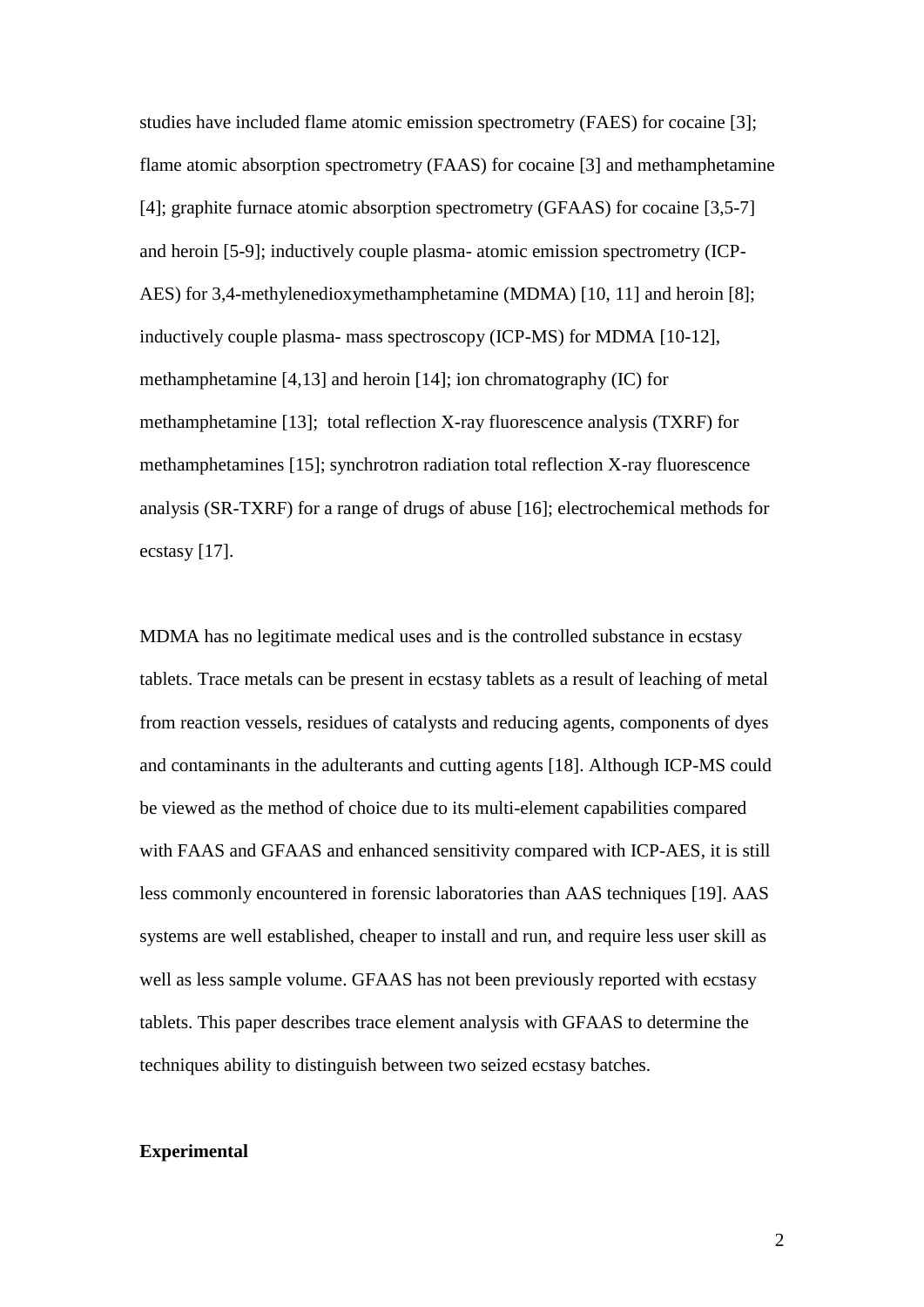studies have included flame atomic emission spectrometry (FAES) for cocaine [3]; flame atomic absorption spectrometry (FAAS) for cocaine [3] and methamphetamine [4]; graphite furnace atomic absorption spectrometry (GFAAS) for cocaine [3,5-7] and heroin [5-9]; inductively couple plasma- atomic emission spectrometry (ICP-AES) for 3,4-methylenedioxymethamphetamine (MDMA) [10, 11] and heroin [8]; inductively couple plasma- mass spectroscopy (ICP-MS) for MDMA [10-12], methamphetamine [4,13] and heroin [14]; ion chromatography (IC) for methamphetamine [13]; total reflection X-ray fluorescence analysis (TXRF) for methamphetamines [15]; synchrotron radiation total reflection X-ray fluorescence analysis (SR-TXRF) for a range of drugs of abuse [16]; electrochemical methods for ecstasy [17].

MDMA has no legitimate medical uses and is the controlled substance in ecstasy tablets. Trace metals can be present in ecstasy tablets as a result of leaching of metal from reaction vessels, residues of catalysts and reducing agents, components of dyes and contaminants in the adulterants and cutting agents [18]. Although ICP-MS could be viewed as the method of choice due to its multi-element capabilities compared with FAAS and GFAAS and enhanced sensitivity compared with ICP-AES, it is still less commonly encountered in forensic laboratories than AAS techniques [19]. AAS systems are well established, cheaper to install and run, and require less user skill as well as less sample volume. GFAAS has not been previously reported with ecstasy tablets. This paper describes trace element analysis with GFAAS to determine the techniques ability to distinguish between two seized ecstasy batches.

## Experimental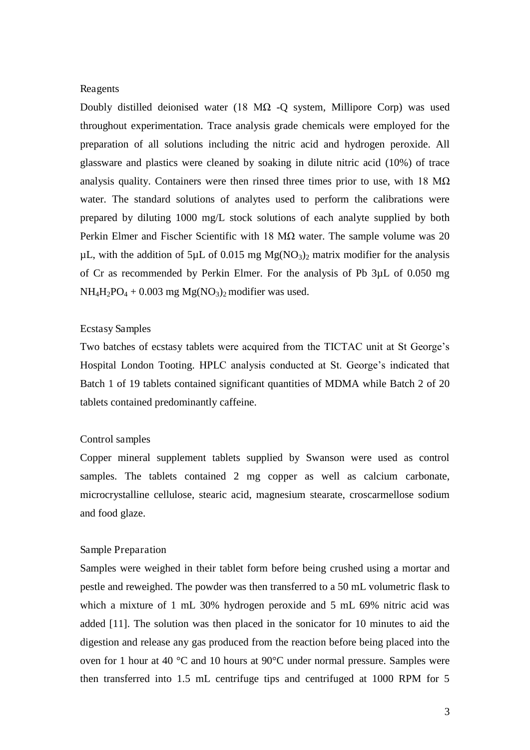### Reagents

Doubly distilled deionised water (18 MΩ -Q system, Millipore Corp) was used throughout experimentation. Trace analysis grade chemicals were employed for the preparation of all solutions including the nitric acid and hydrogen peroxide. All glassware and plastics were cleaned by soaking in dilute nitric acid (10%) of trace analysis quality. Containers were then rinsed three times prior to use, with 18 MΩ water. The standard solutions of analytes used to perform the calibrations were prepared by diluting 1000 mg/L stock solutions of each analyte supplied by both Perkin Elmer and Fischer Scientific with 18 MΩ water. The sample volume was 20 µL, with the addition of 5µL of 0.015 mg $Mg(NO_3)_2$ matrix modifier for the analysis of Cr as recommended by Perkin Elmer. For the analysis of Pb 3µL of 0.050 mg $NH_4H_2PO_4$ + 0.003 mg $Mg(NO_3)_2$ modifier was used.

### Ecstasy Samples

Two batches of ecstasy tablets were acquired from the TICTAC unit at St George's Hospital London Tooting. HPLC analysis conducted at St. George's indicated that Batch 1 of 19 tablets contained significant quantities of MDMA while Batch 2 of 20 tablets contained predominantly caffeine.

### Control samples

Copper mineral supplement tablets supplied by Swanson were used as control samples. The tablets contained 2 mg copper as well as calcium carbonate, microcrystalline cellulose, stearic acid, magnesium stearate, croscarmellose sodium and food glaze.

### Sample Preparation

Samples were weighed in their tablet form before being crushed using a mortar and pestle and reweighed. The powder was then transferred to a 50 mL volumetric flask to which a mixture of 1 mL 30% hydrogen peroxide and 5 mL 69% nitric acid was added [11]. The solution was then placed in the sonicator for 10 minutes to aid the digestion and release any gas produced from the reaction before being placed into the oven for 1 hour at 40 °C and 10 hours at 90°C under normal pressure. Samples were then transferred into 1.5 mL centrifuge tips and centrifuged at 1000 RPM for 5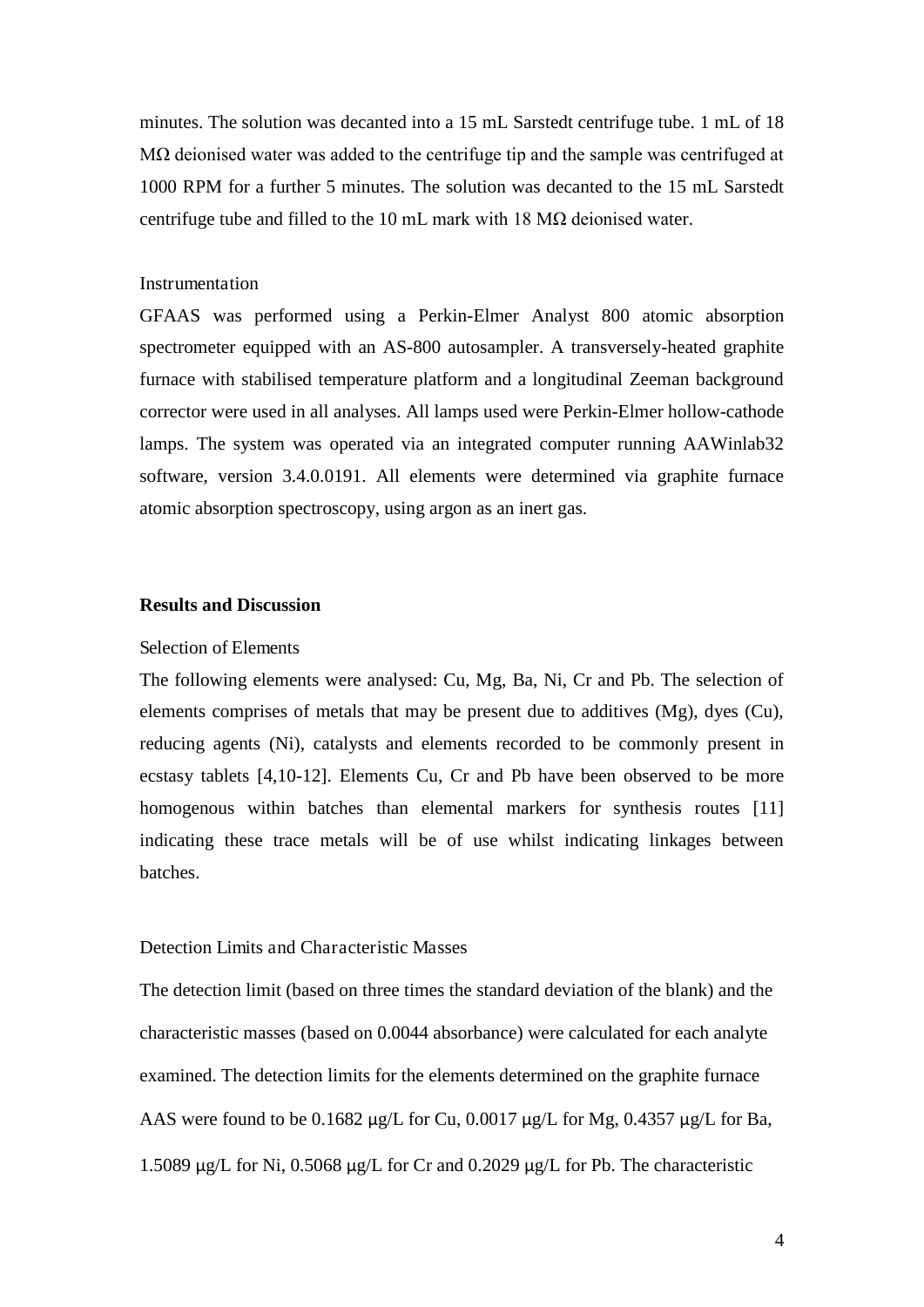minutes. The solution was decanted into a 15 mL Sarstedt centrifuge tube. 1 mL of 18 MΩ deionised water was added to the centrifuge tip and the sample was centrifuged at 1000 RPM for a further 5 minutes. The solution was decanted to the 15 mL Sarstedt centrifuge tube and filled to the 10 mL mark with 18 MΩ deionised water.

### Instrumentation

GFAAS was performed using a Perkin-Elmer Analyst 800 atomic absorption spectrometer equipped with an AS-800 autosampler. A transversely-heated graphite furnace with stabilised temperature platform and a longitudinal Zeeman background corrector were used in all analyses. All lamps used were Perkin-Elmer hollow-cathode lamps. The system was operated via an integrated computer running AAWinlab32 software, version 3.4.0.0191. All elements were determined via graphite furnace atomic absorption spectroscopy, using argon as an inert gas.

## Results and Discussion

### Selection of Elements

The following elements were analysed: Cu, Mg, Ba, Ni, Cr and Pb. The selection of elements comprises of metals that may be present due to additives (Mg), dyes (Cu), reducing agents (Ni), catalysts and elements recorded to be commonly present in ecstasy tablets [4,10-12]. Elements Cu, Cr and Pb have been observed to be more homogenous within batches than elemental markers for synthesis routes [11] indicating these trace metals will be of use whilst indicating linkages between batches.

### Detection Limits and Characteristic Masses

The detection limit (based on three times the standard deviation of the blank) and the characteristic masses (based on 0.0044 absorbance) were calculated for each analyte examined. The detection limits for the elements determined on the graphite furnace AAS were found to be 0.1682 μg/L for Cu, 0.0017 μg/L for Mg, 0.4357 μg/L for Ba, 1.5089 μg/L for Ni, 0.5068 μg/L for Cr and 0.2029 μg/L for Pb. The characteristic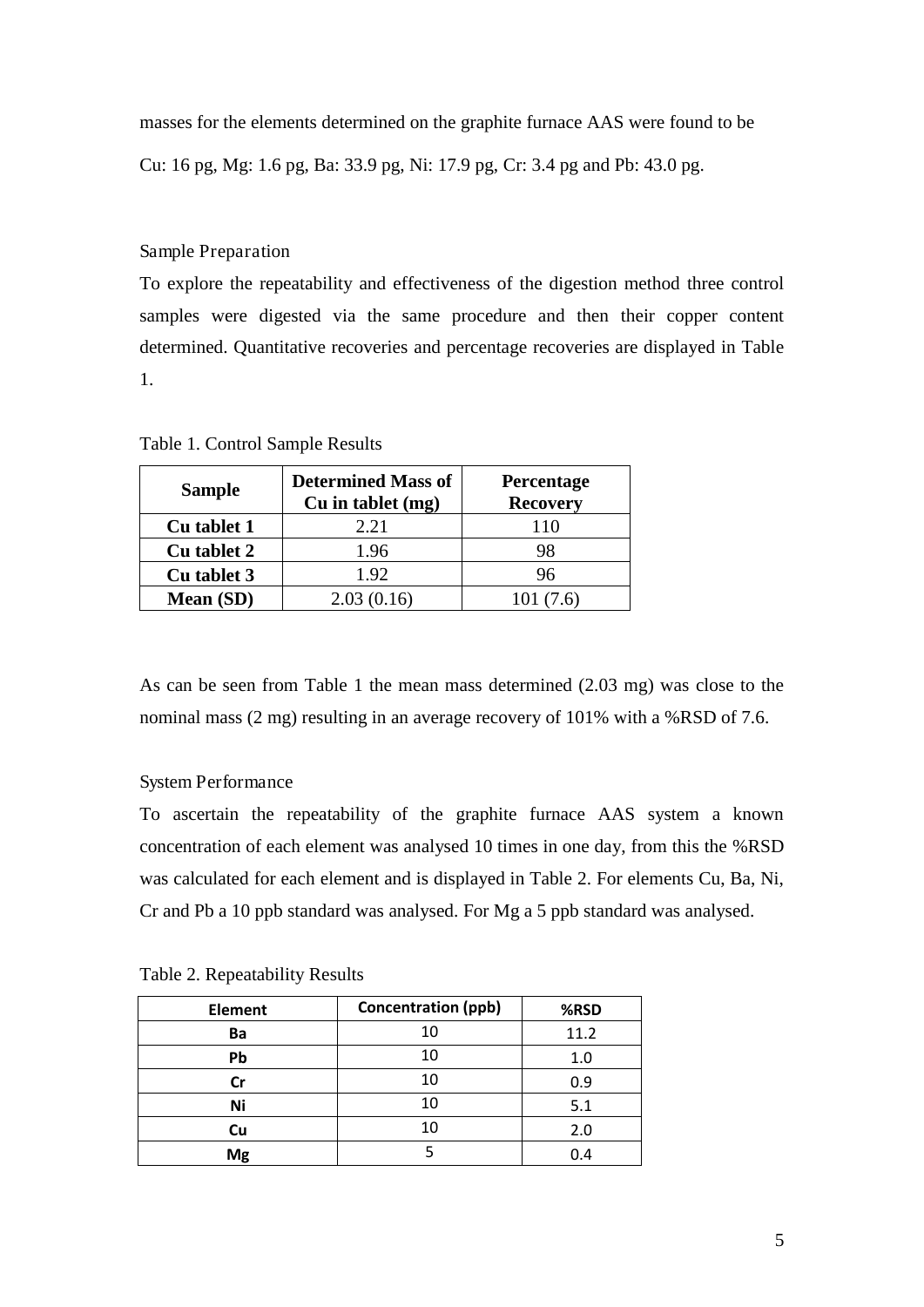masses for the elements determined on the graphite furnace AAS were found to be Cu: 16 pg, Mg: 1.6 pg, Ba: 33.9 pg, Ni: 17.9 pg, Cr: 3.4 pg and Pb: 43.0 pg.

### Sample Preparation

To explore the repeatability and effectiveness of the digestion method three control samples were digested via the same procedure and then their copper content determined. Quantitative recoveries and percentage recoveries are displayed in Table 1.

Table 1. Control Sample Results

| Sample | Determined Mass of Cu in tablet (mg) | Percentage Recovery |
|---|---|---|
| **Cu tablet 1** | 2.21 | 110 |
| **Cu tablet 2** | 1.96 | 98 |
| **Cu tablet 3** | 1.92 | 96 |
| **Mean (SD)** | 2.03 (0.16) | 101 (7.6) |

As can be seen from Table 1 the mean mass determined (2.03 mg) was close to the nominal mass (2 mg) resulting in an average recovery of 101% with a %RSD of 7.6.

### System Performance

To ascertain the repeatability of the graphite furnace AAS system a known concentration of each element was analysed 10 times in one day, from this the %RSD was calculated for each element and is displayed in Table 2. For elements Cu, Ba, Ni, Cr and Pb a 10 ppb standard was analysed. For Mg a 5 ppb standard was analysed.

Table 2. Repeatability Results

| Element | Concentration (ppb) | %RSD |
|---|---|---|
| **Ba** | 10 | 11.2 |
| **Pb** | 10 | 1.0 |
| **Cr** | 10 | 0.9 |
| **Ni** | 10 | 5.1 |
| **Cu** | 10 | 2.0 |
| **Mg** | 5 | 0.4 |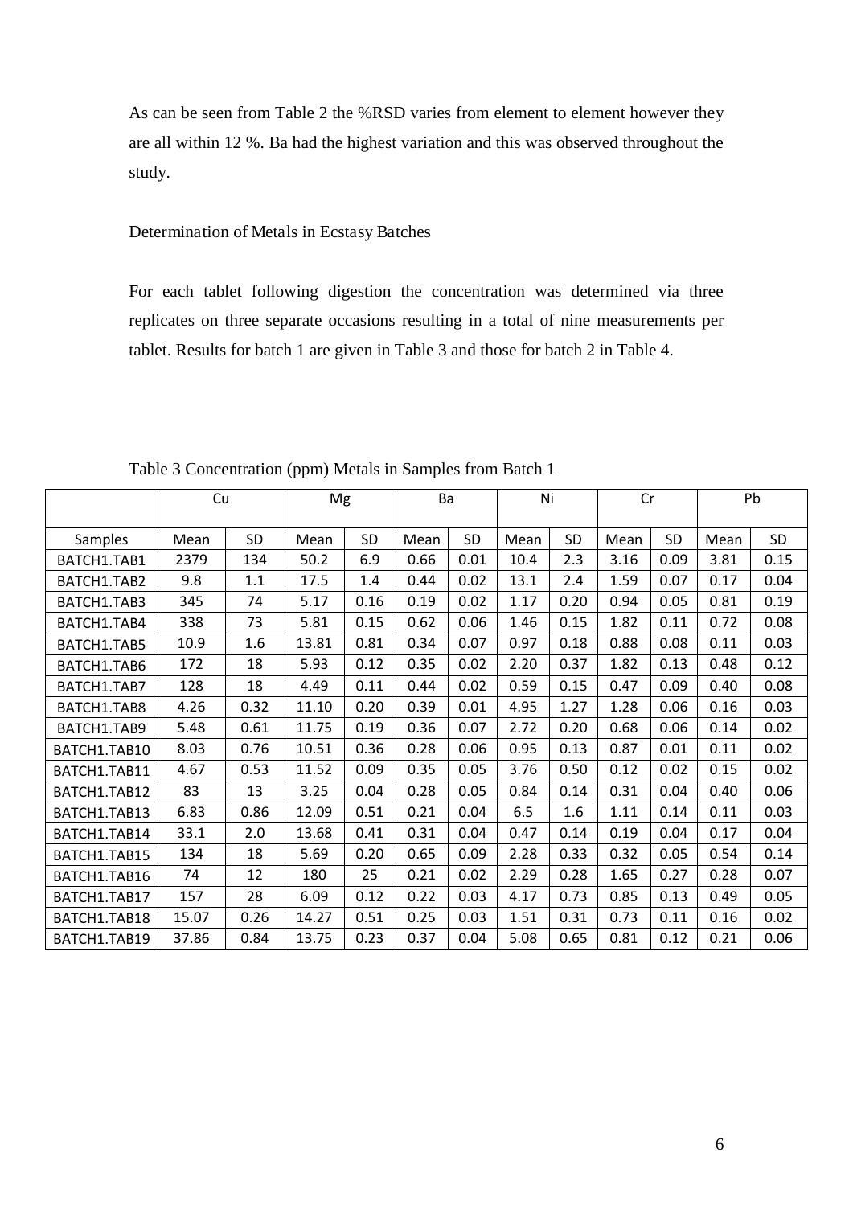As can be seen from Table 2 the %RSD varies from element to element however they are all within 12 %. Ba had the highest variation and this was observed throughout the study.

## Determination of Metals in Ecstasy Batches

For each tablet following digestion the concentration was determined via three replicates on three separate occasions resulting in a total of nine measurements per tablet. Results for batch 1 are given in Table 3 and those for batch 2 in Table 4.

Table 3 Concentration (ppm) Metals in Samples from Batch 1

| | Cu | | Mg | | Ba | | Ni | | Cr | | Pb | |
|---|---|---|---|---|---|---|---|---|---|---|---|---|
| Samples | Mean | SD | Mean | SD | Mean | SD | Mean | SD | Mean | SD | Mean | SD |
| BATCH1.TAB1 | 2379 | 134 | 50.2 | 6.9 | 0.66 | 0.01 | 10.4 | 2.3 | 3.16 | 0.09 | 3.81 | 0.15 |
| BATCH1.TAB2 | 9.8 | 1.1 | 17.5 | 1.4 | 0.44 | 0.02 | 13.1 | 2.4 | 1.59 | 0.07 | 0.17 | 0.04 |
| BATCH1.TAB3 | 345 | 74 | 5.17 | 0.16 | 0.19 | 0.02 | 1.17 | 0.20 | 0.94 | 0.05 | 0.81 | 0.19 |
| BATCH1.TAB4 | 338 | 73 | 5.81 | 0.15 | 0.62 | 0.06 | 1.46 | 0.15 | 1.82 | 0.11 | 0.72 | 0.08 |
| BATCH1.TAB5 | 10.9 | 1.6 | 13.81 | 0.81 | 0.34 | 0.07 | 0.97 | 0.18 | 0.88 | 0.08 | 0.11 | 0.03 |
| BATCH1.TAB6 | 172 | 18 | 5.93 | 0.12 | 0.35 | 0.02 | 2.20 | 0.37 | 1.82 | 0.13 | 0.48 | 0.12 |
| BATCH1.TAB7 | 128 | 18 | 4.49 | 0.11 | 0.44 | 0.02 | 0.59 | 0.15 | 0.47 | 0.09 | 0.40 | 0.08 |
| BATCH1.TAB8 | 4.26 | 0.32 | 11.10 | 0.20 | 0.39 | 0.01 | 4.95 | 1.27 | 1.28 | 0.06 | 0.16 | 0.03 |
| BATCH1.TAB9 | 5.48 | 0.61 | 11.75 | 0.19 | 0.36 | 0.07 | 2.72 | 0.20 | 0.68 | 0.06 | 0.14 | 0.02 |
| BATCH1.TAB10 | 8.03 | 0.76 | 10.51 | 0.36 | 0.28 | 0.06 | 0.95 | 0.13 | 0.87 | 0.01 | 0.11 | 0.02 |
| BATCH1.TAB11 | 4.67 | 0.53 | 11.52 | 0.09 | 0.35 | 0.05 | 3.76 | 0.50 | 0.12 | 0.02 | 0.15 | 0.02 |
| BATCH1.TAB12 | 83 | 13 | 3.25 | 0.04 | 0.28 | 0.05 | 0.84 | 0.14 | 0.31 | 0.04 | 0.40 | 0.06 |
| BATCH1.TAB13 | 6.83 | 0.86 | 12.09 | 0.51 | 0.21 | 0.04 | 6.5 | 1.6 | 1.11 | 0.14 | 0.11 | 0.03 |
| BATCH1.TAB14 | 33.1 | 2.0 | 13.68 | 0.41 | 0.31 | 0.04 | 0.47 | 0.14 | 0.19 | 0.04 | 0.17 | 0.04 |
| BATCH1.TAB15 | 134 | 18 | 5.69 | 0.20 | 0.65 | 0.09 | 2.28 | 0.33 | 0.32 | 0.05 | 0.54 | 0.14 |
| BATCH1.TAB16 | 74 | 12 | 180 | 25 | 0.21 | 0.02 | 2.29 | 0.28 | 1.65 | 0.27 | 0.28 | 0.07 |
| BATCH1.TAB17 | 157 | 28 | 6.09 | 0.12 | 0.22 | 0.03 | 4.17 | 0.73 | 0.85 | 0.13 | 0.49 | 0.05 |
| BATCH1.TAB18 | 15.07 | 0.26 | 14.27 | 0.51 | 0.25 | 0.03 | 1.51 | 0.31 | 0.73 | 0.11 | 0.16 | 0.02 |
| BATCH1.TAB19 | 37.86 | 0.84 | 13.75 | 0.23 | 0.37 | 0.04 | 5.08 | 0.65 | 0.81 | 0.12 | 0.21 | 0.06 |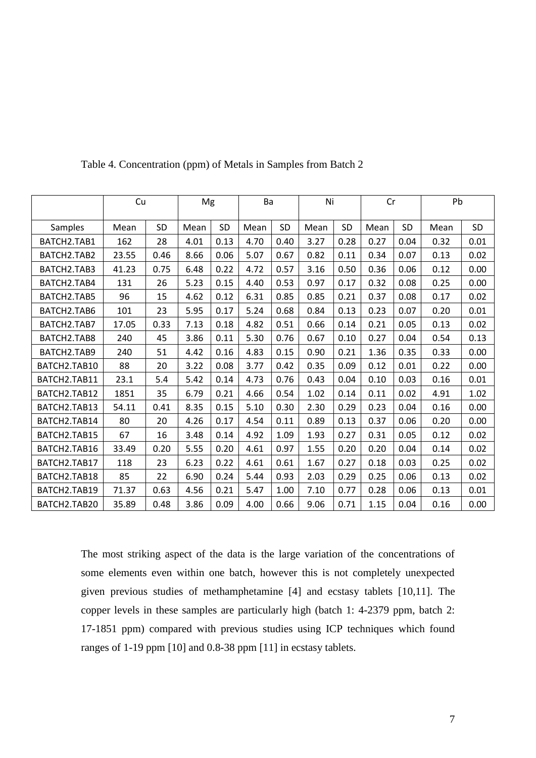Table 4. Concentration (ppm) of Metals in Samples from Batch 2

| | Cu | | Mg | | Ba | | Ni | | Cr | | Pb | |
|---|---|---|---|---|---|---|---|---|---|---|---|---|
| Samples | Mean | SD | Mean | SD | Mean | SD | Mean | SD | Mean | SD | Mean | SD |
| BATCH2.TAB1 | 162 | 28 | 4.01 | 0.13 | 4.70 | 0.40 | 3.27 | 0.28 | 0.27 | 0.04 | 0.32 | 0.01 |
| BATCH2.TAB2 | 23.55 | 0.46 | 8.66 | 0.06 | 5.07 | 0.67 | 0.82 | 0.11 | 0.34 | 0.07 | 0.13 | 0.02 |
| BATCH2.TAB3 | 41.23 | 0.75 | 6.48 | 0.22 | 4.72 | 0.57 | 3.16 | 0.50 | 0.36 | 0.06 | 0.12 | 0.00 |
| BATCH2.TAB4 | 131 | 26 | 5.23 | 0.15 | 4.40 | 0.53 | 0.97 | 0.17 | 0.32 | 0.08 | 0.25 | 0.00 |
| BATCH2.TAB5 | 96 | 15 | 4.62 | 0.12 | 6.31 | 0.85 | 0.85 | 0.21 | 0.37 | 0.08 | 0.17 | 0.02 |
| BATCH2.TAB6 | 101 | 23 | 5.95 | 0.17 | 5.24 | 0.68 | 0.84 | 0.13 | 0.23 | 0.07 | 0.20 | 0.01 |
| BATCH2.TAB7 | 17.05 | 0.33 | 7.13 | 0.18 | 4.82 | 0.51 | 0.66 | 0.14 | 0.21 | 0.05 | 0.13 | 0.02 |
| BATCH2.TAB8 | 240 | 45 | 3.86 | 0.11 | 5.30 | 0.76 | 0.67 | 0.10 | 0.27 | 0.04 | 0.54 | 0.13 |
| BATCH2.TAB9 | 240 | 51 | 4.42 | 0.16 | 4.83 | 0.15 | 0.90 | 0.21 | 1.36 | 0.35 | 0.33 | 0.00 |
| BATCH2.TAB10 | 88 | 20 | 3.22 | 0.08 | 3.77 | 0.42 | 0.35 | 0.09 | 0.12 | 0.01 | 0.22 | 0.00 |
| BATCH2.TAB11 | 23.1 | 5.4 | 5.42 | 0.14 | 4.73 | 0.76 | 0.43 | 0.04 | 0.10 | 0.03 | 0.16 | 0.01 |
| BATCH2.TAB12 | 1851 | 35 | 6.79 | 0.21 | 4.66 | 0.54 | 1.02 | 0.14 | 0.11 | 0.02 | 4.91 | 1.02 |
| BATCH2.TAB13 | 54.11 | 0.41 | 8.35 | 0.15 | 5.10 | 0.30 | 2.30 | 0.29 | 0.23 | 0.04 | 0.16 | 0.00 |
| BATCH2.TAB14 | 80 | 20 | 4.26 | 0.17 | 4.54 | 0.11 | 0.89 | 0.13 | 0.37 | 0.06 | 0.20 | 0.00 |
| BATCH2.TAB15 | 67 | 16 | 3.48 | 0.14 | 4.92 | 1.09 | 1.93 | 0.27 | 0.31 | 0.05 | 0.12 | 0.02 |
| BATCH2.TAB16 | 33.49 | 0.20 | 5.55 | 0.20 | 4.61 | 0.97 | 1.55 | 0.20 | 0.20 | 0.04 | 0.14 | 0.02 |
| BATCH2.TAB17 | 118 | 23 | 6.23 | 0.22 | 4.61 | 0.61 | 1.67 | 0.27 | 0.18 | 0.03 | 0.25 | 0.02 |
| BATCH2.TAB18 | 85 | 22 | 6.90 | 0.24 | 5.44 | 0.93 | 2.03 | 0.29 | 0.25 | 0.06 | 0.13 | 0.02 |
| BATCH2.TAB19 | 71.37 | 0.63 | 4.56 | 0.21 | 5.47 | 1.00 | 7.10 | 0.77 | 0.28 | 0.06 | 0.13 | 0.01 |
| BATCH2.TAB20 | 35.89 | 0.48 | 3.86 | 0.09 | 4.00 | 0.66 | 9.06 | 0.71 | 1.15 | 0.04 | 0.16 | 0.00 |

The most striking aspect of the data is the large variation of the concentrations of some elements even within one batch, however this is not completely unexpected given previous studies of methamphetamine [4] and ecstasy tablets [10,11]. The copper levels in these samples are particularly high (batch 1: 4-2379 ppm, batch 2: 17-1851 ppm) compared with previous studies using ICP techniques which found ranges of 1-19 ppm [10] and 0.8-38 ppm [11] in ecstasy tablets.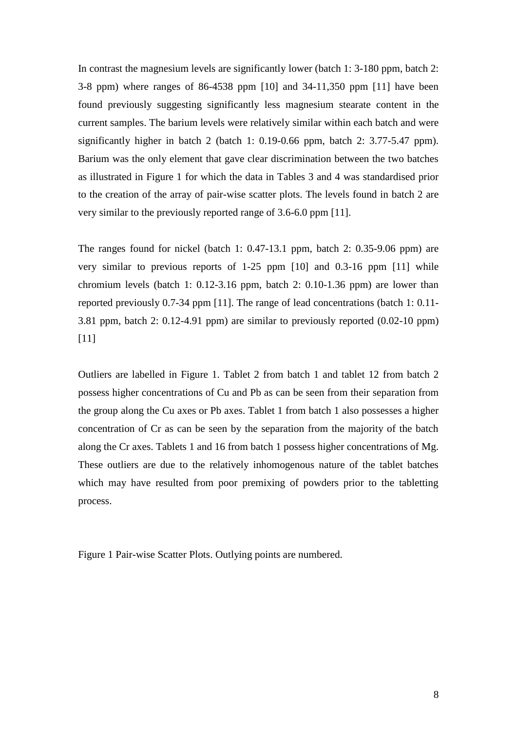In contrast the magnesium levels are significantly lower (batch 1: 3-180 ppm, batch 2: 3-8 ppm) where ranges of 86-4538 ppm [10] and 34-11,350 ppm [11] have been found previously suggesting significantly less magnesium stearate content in the current samples. The barium levels were relatively similar within each batch and were significantly higher in batch 2 (batch 1: 0.19-0.66 ppm, batch 2: 3.77-5.47 ppm). Barium was the only element that gave clear discrimination between the two batches as illustrated in Figure 1 for which the data in Tables 3 and 4 was standardised prior to the creation of the array of pair-wise scatter plots. The levels found in batch 2 are very similar to the previously reported range of 3.6-6.0 ppm [11].

The ranges found for nickel (batch 1: 0.47-13.1 ppm, batch 2: 0.35-9.06 ppm) are very similar to previous reports of 1-25 ppm [10] and 0.3-16 ppm [11] while chromium levels (batch 1: 0.12-3.16 ppm, batch 2: 0.10-1.36 ppm) are lower than reported previously 0.7-34 ppm [11]. The range of lead concentrations (batch 1: 0.11-3.81 ppm, batch 2: 0.12-4.91 ppm) are similar to previously reported (0.02-10 ppm) [11]

Outliers are labelled in Figure 1. Tablet 2 from batch 1 and tablet 12 from batch 2 possess higher concentrations of Cu and Pb as can be seen from their separation from the group along the Cu axes or Pb axes. Tablet 1 from batch 1 also possesses a higher concentration of Cr as can be seen by the separation from the majority of the batch along the Cr axes. Tablets 1 and 16 from batch 1 possess higher concentrations of Mg. These outliers are due to the relatively inhomogenous nature of the tablet batches which may have resulted from poor premixing of powders prior to the tabletting process.

Figure 1 Pair-wise Scatter Plots. Outlying points are numbered.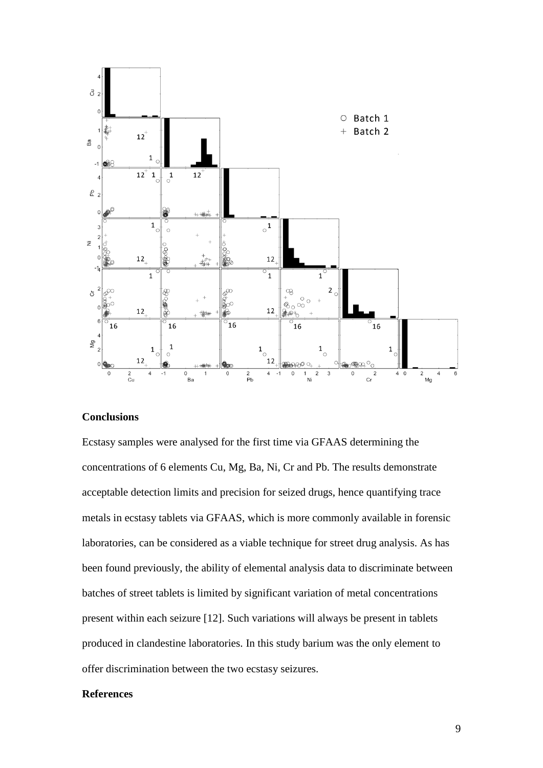## Conclusions

Ecstasy samples were analysed for the first time via GFAAS determining the concentrations of 6 elements Cu, Mg, Ba, Ni, Cr and Pb. The results demonstrate acceptable detection limits and precision for seized drugs, hence quantifying trace metals in ecstasy tablets via GFAAS, which is more commonly available in forensic laboratories, can be considered as a viable technique for street drug analysis. As has been found previously, the ability of elemental analysis data to discriminate between batches of street tablets is limited by significant variation of metal concentrations present within each seizure [12]. Such variations will always be present in tablets produced in clandestine laboratories. In this study barium was the only element to offer discrimination between the two ecstasy seizures.

## References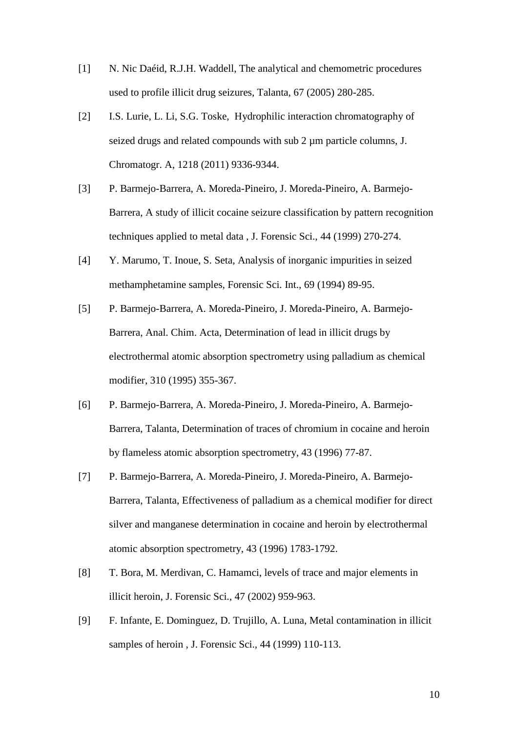[1] N. Nic Daéid, R.J.H. Waddell, The analytical and chemometric procedures used to profile illicit drug seizures, Talanta, 67 (2005) 280-285.

[2] I.S. Lurie, L. Li, S.G. Toske, Hydrophilic interaction chromatography of seized drugs and related compounds with sub 2 µm particle columns, J. Chromatogr. A, 1218 (2011) 9336-9344.

[3] P. Barmejo-Barrera, A. Moreda-Pineiro, J. Moreda-Pineiro, A. Barmejo-Barrera, A study of illicit cocaine seizure classification by pattern recognition techniques applied to metal data , J. Forensic Sci., 44 (1999) 270-274.

[4] Y. Marumo, T. Inoue, S. Seta, Analysis of inorganic impurities in seized methamphetamine samples, Forensic Sci. Int., 69 (1994) 89-95.

[5] P. Barmejo-Barrera, A. Moreda-Pineiro, J. Moreda-Pineiro, A. Barmejo-Barrera, Anal. Chim. Acta, Determination of lead in illicit drugs by electrothermal atomic absorption spectrometry using palladium as chemical modifier, 310 (1995) 355-367.

[6] P. Barmejo-Barrera, A. Moreda-Pineiro, J. Moreda-Pineiro, A. Barmejo-Barrera, Talanta, Determination of traces of chromium in cocaine and heroin by flameless atomic absorption spectrometry, 43 (1996) 77-87.

[7] P. Barmejo-Barrera, A. Moreda-Pineiro, J. Moreda-Pineiro, A. Barmejo-Barrera, Talanta, Effectiveness of palladium as a chemical modifier for direct silver and manganese determination in cocaine and heroin by electrothermal atomic absorption spectrometry, 43 (1996) 1783-1792.

[8] T. Bora, M. Merdivan, C. Hamamci, levels of trace and major elements in illicit heroin, J. Forensic Sci., 47 (2002) 959-963.

[9] F. Infante, E. Dominguez, D. Trujillo, A. Luna, Metal contamination in illicit samples of heroin , J. Forensic Sci., 44 (1999) 110-113.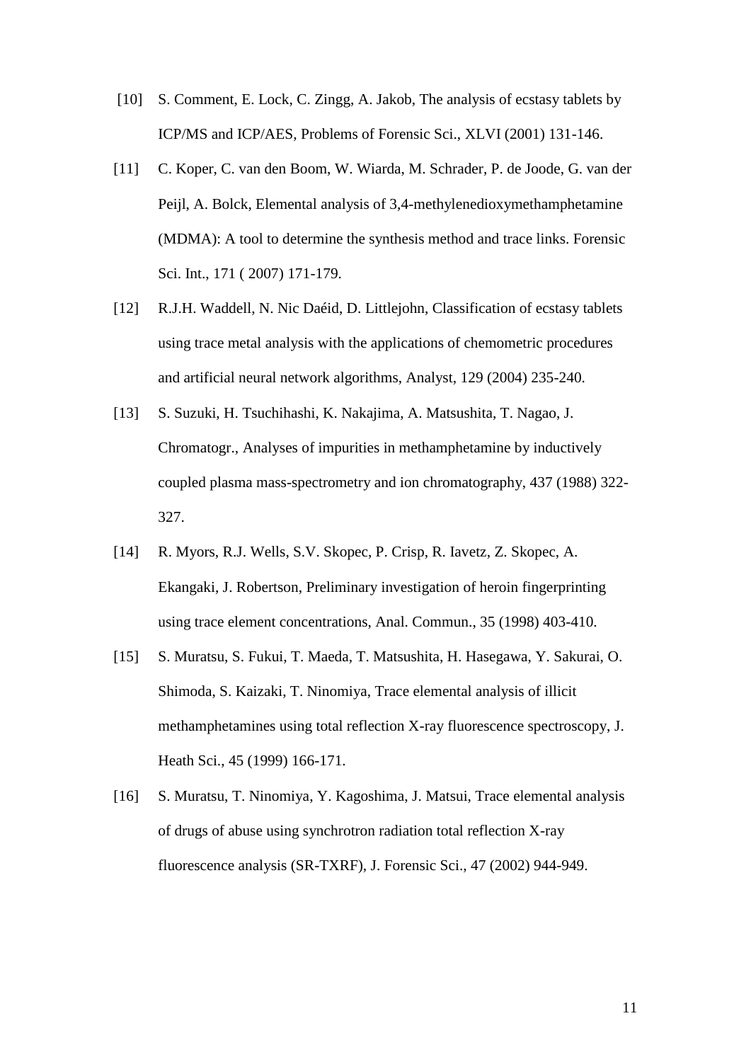[10] S. Comment, E. Lock, C. Zingg, A. Jakob, The analysis of ecstasy tablets by ICP/MS and ICP/AES, Problems of Forensic Sci., XLVI (2001) 131-146.

[11] C. Koper, C. van den Boom, W. Wiarda, M. Schrader, P. de Joode, G. van der Peijl, A. Bolck, Elemental analysis of 3,4-methylenedioxymethamphetamine (MDMA): A tool to determine the synthesis method and trace links. Forensic Sci. Int., 171 ( 2007) 171-179.

[12] R.J.H. Waddell, N. Nic Daéid, D. Littlejohn, Classification of ecstasy tablets using trace metal analysis with the applications of chemometric procedures and artificial neural network algorithms, Analyst, 129 (2004) 235-240.

[13] S. Suzuki, H. Tsuchihashi, K. Nakajima, A. Matsushita, T. Nagao, J. Chromatogr., Analyses of impurities in methamphetamine by inductively coupled plasma mass-spectrometry and ion chromatography, 437 (1988) 322-327.

[14] R. Myors, R.J. Wells, S.V. Skopec, P. Crisp, R. Iavetz, Z. Skopec, A. Ekangaki, J. Robertson, Preliminary investigation of heroin fingerprinting using trace element concentrations, Anal. Commun., 35 (1998) 403-410.

[15] S. Muratsu, S. Fukui, T. Maeda, T. Matsushita, H. Hasegawa, Y. Sakurai, O. Shimoda, S. Kaizaki, T. Ninomiya, Trace elemental analysis of illicit methamphetamines using total reflection X-ray fluorescence spectroscopy, J. Heath Sci., 45 (1999) 166-171.

[16] S. Muratsu, T. Ninomiya, Y. Kagoshima, J. Matsui, Trace elemental analysis of drugs of abuse using synchrotron radiation total reflection X-ray fluorescence analysis (SR-TXRF), J. Forensic Sci., 47 (2002) 944-949.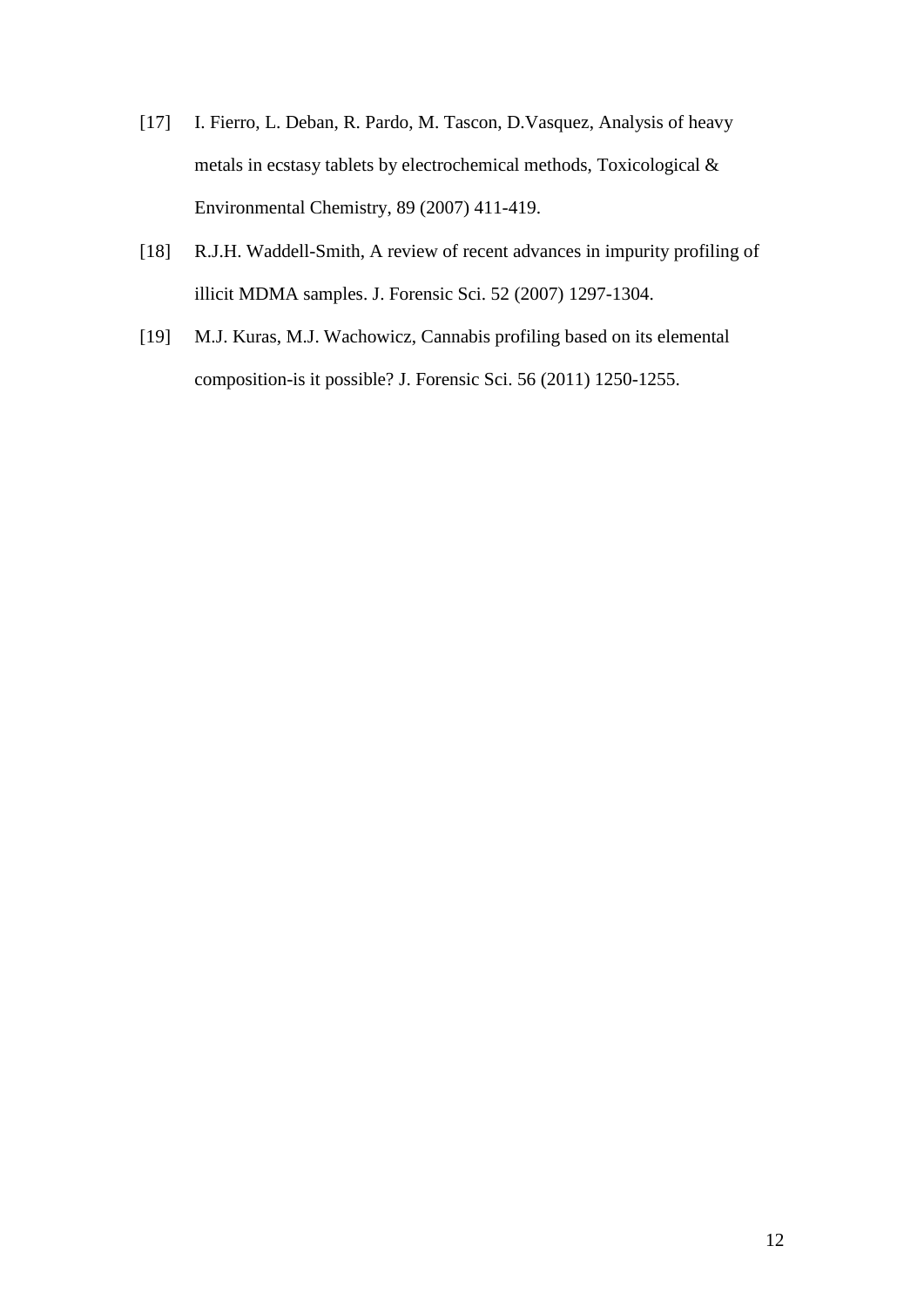[17] I. Fierro, L. Deban, R. Pardo, M. Tascon, D.Vasquez, Analysis of heavy metals in ecstasy tablets by electrochemical methods, Toxicological & Environmental Chemistry, 89 (2007) 411-419.

[18] R.J.H. Waddell-Smith, A review of recent advances in impurity profiling of illicit MDMA samples. J. Forensic Sci. 52 (2007) 1297-1304.

[19] M.J. Kuras, M.J. Wachowicz, Cannabis profiling based on its elemental composition-is it possible? J. Forensic Sci. 56 (2011) 1250-1255.